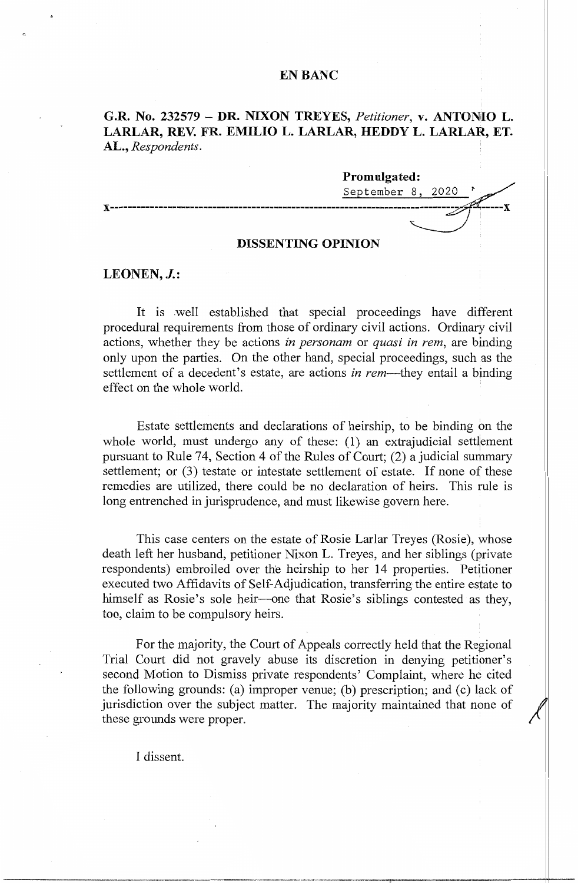**EN BANC**

**G.R. No. 232579 – DR. NIXON TREYES,** *Petitioner*, **v. ANTONIO L. LARLAR, REV. FR. EMILIO L. LARLAR, HEDDY L. LARLAR, ET. AL.,** *Respondents*.

**Promulgated:**

September 8, 2020

x-----------------------------------------------------------------------------------------x

**DISSENTING OPINION**

**LEONEN, *J.*:**

It is well established that special proceedings have different procedural requirements from those of ordinary civil actions. Ordinary civil actions, whether they be actions *in personam* or *quasi in rem*, are binding only upon the parties. On the other hand, special proceedings, such as the settlement of a decedent's estate, are actions *in rem*—they entail a binding effect on the whole world.

Estate settlements and declarations of heirship, to be binding on the whole world, must undergo any of these: (1) an extrajudicial settlement pursuant to Rule 74, Section 4 of the Rules of Court; (2) a judicial summary settlement; or (3) testate or intestate settlement of estate. If none of these remedies are utilized, there could be no declaration of heirs. This rule is long entrenched in jurisprudence, and must likewise govern here.

This case centers on the estate of Rosie Larlar Treyes (Rosie), whose death left her husband, petitioner Nixon L. Treyes, and her siblings (private respondents) embroiled over the heirship to her 14 properties. Petitioner executed two Affidavits of Self-Adjudication, transferring the entire estate to himself as Rosie's sole heir—one that Rosie's siblings contested as they, too, claim to be compulsory heirs.

For the majority, the Court of Appeals correctly held that the Regional Trial Court did not gravely abuse its discretion in denying petitioner's second Motion to Dismiss private respondents' Complaint, where he cited the following grounds: (a) improper venue; (b) prescription; and (c) lack of jurisdiction over the subject matter. The majority maintained that none of these grounds were proper.

I dissent.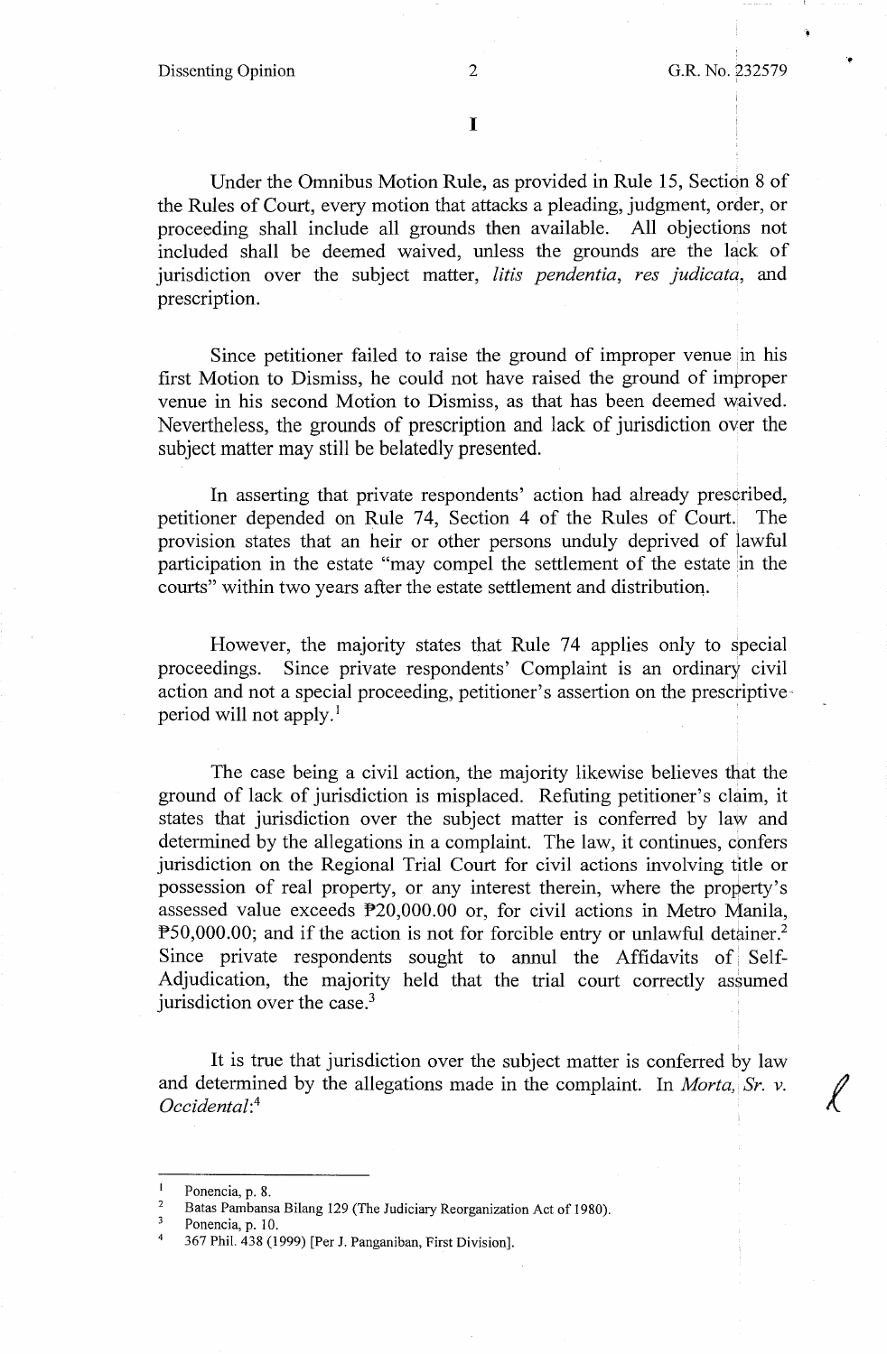I

Under the Omnibus Motion Rule, as provided in Rule 15, Section 8 of the Rules of Court, every motion that attacks a pleading, judgment, order, or proceeding shall include all grounds then available. All objections not included shall be deemed waived, unless the grounds are the lack of jurisdiction over the subject matter, *litis pendentia*, *res judicata*, and prescription.

Since petitioner failed to raise the ground of improper venue in his first Motion to Dismiss, he could not have raised the ground of improper venue in his second Motion to Dismiss, as that has been deemed waived. Nevertheless, the grounds of prescription and lack of jurisdiction over the subject matter may still be belatedly presented.

In asserting that private respondents' action had already prescribed, petitioner depended on Rule 74, Section 4 of the Rules of Court. The provision states that an heir or other persons unduly deprived of lawful participation in the estate "may compel the settlement of the estate in the courts" within two years after the estate settlement and distribution.

However, the majority states that Rule 74 applies only to special proceedings. Since private respondents' Complaint is an ordinary civil action and not a special proceeding, petitioner's assertion on the prescriptive period will not apply.[1]

The case being a civil action, the majority likewise believes that the ground of lack of jurisdiction is misplaced. Refuting petitioner's claim, it states that jurisdiction over the subject matter is conferred by law and determined by the allegations in a complaint. The law, it continues, confers jurisdiction on the Regional Trial Court for civil actions involving title or possession of real property, or any interest therein, where the property's assessed value exceeds ₱20,000.00 or, for civil actions in Metro Manila, ₱50,000.00; and if the action is not for forcible entry or unlawful detainer.[2] Since private respondents sought to annul the Affidavits of Self-Adjudication, the majority held that the trial court correctly assumed jurisdiction over the case.[3]

It is true that jurisdiction over the subject matter is conferred by law and determined by the allegations made in the complaint. In *Morta, Sr. v. Occidental*:[4]

---

[1] Ponencia, p. 8.

[2] Batas Pambansa Bilang 129 (The Judiciary Reorganization Act of 1980).

[3] Ponencia, p. 10.

[4] 367 Phil. 438 (1999) [Per J. Panganiban, First Division].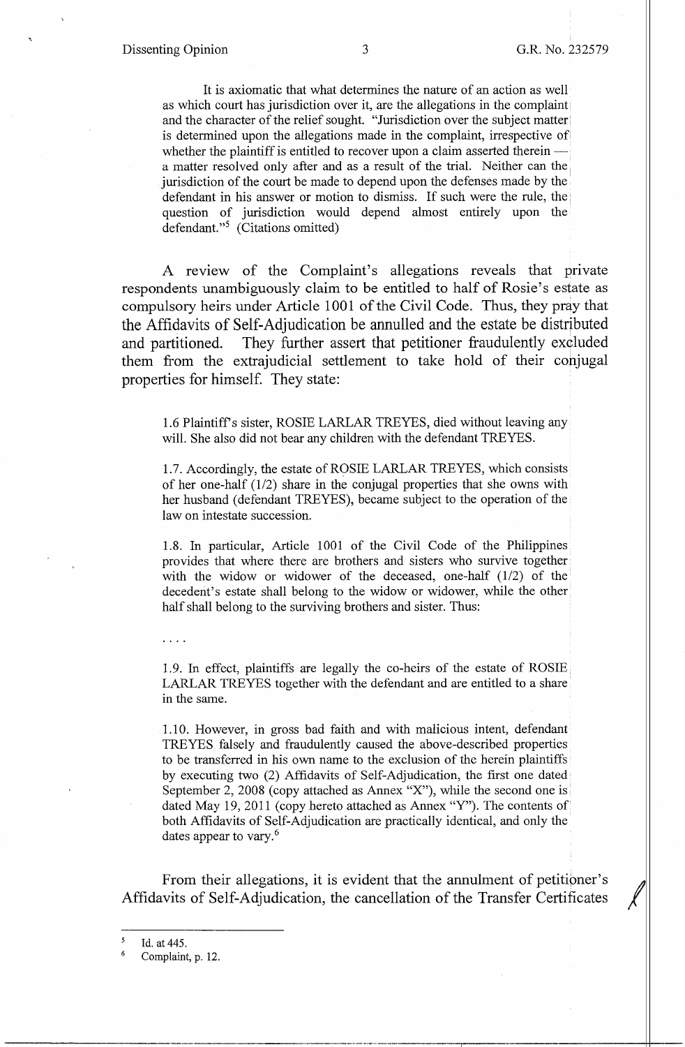It is axiomatic that what determines the nature of an action as well as which court has jurisdiction over it, are the allegations in the complaint and the character of the relief sought. "Jurisdiction over the subject matter is determined upon the allegations made in the complaint, irrespective of whether the plaintiff is entitled to recover upon a claim asserted therein — a matter resolved only after and as a result of the trial. Neither can the jurisdiction of the court be made to depend upon the defenses made by the defendant in his answer or motion to dismiss. If such were the rule, the question of jurisdiction would depend almost entirely upon the defendant."[5] (Citations omitted)

A review of the Complaint's allegations reveals that private respondents unambiguously claim to be entitled to half of Rosie's estate as compulsory heirs under Article 1001 of the Civil Code. Thus, they pray that the Affidavits of Self-Adjudication be annulled and the estate be distributed and partitioned. They further assert that petitioner fraudulently excluded them from the extrajudicial settlement to take hold of their conjugal properties for himself. They state:

> 1.6 Plaintiff's sister, ROSIE LARLAR TREYES, died without leaving any will. She also did not bear any children with the defendant TREYES.
>
> 1.7. Accordingly, the estate of ROSIE LARLAR TREYES, which consists of her one-half (1/2) share in the conjugal properties that she owns with her husband (defendant TREYES), became subject to the operation of the law on intestate succession.
>
> 1.8. In particular, Article 1001 of the Civil Code of the Philippines provides that where there are brothers and sisters who survive together with the widow or widower of the deceased, one-half (1/2) of the decedent's estate shall belong to the widow or widower, while the other half shall belong to the surviving brothers and sister. Thus:
>
> . . . .
>
> 1.9. In effect, plaintiffs are legally the co-heirs of the estate of ROSIE LARLAR TREYES together with the defendant and are entitled to a share in the same.
>
> 1.10. However, in gross bad faith and with malicious intent, defendant TREYES falsely and fraudulently caused the above-described properties to be transferred in his own name to the exclusion of the herein plaintiffs by executing two (2) Affidavits of Self-Adjudication, the first one dated September 2, 2008 (copy attached as Annex "X"), while the second one is dated May 19, 2011 (copy hereto attached as Annex "Y"). The contents of both Affidavits of Self-Adjudication are practically identical, and only the dates appear to vary.[6]

From their allegations, it is evident that the annulment of petitioner's Affidavits of Self-Adjudication, the cancellation of the Transfer Certificates

---

[5] Id. at 445.

[6] Complaint, p. 12.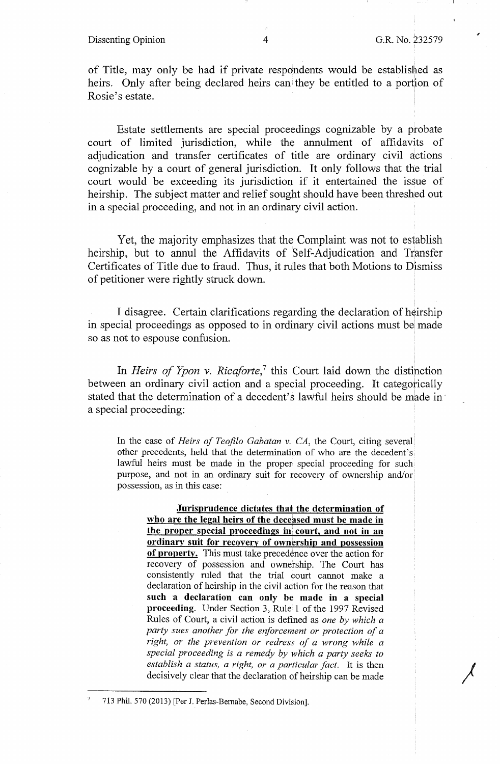of Title, may only be had if private respondents would be established as heirs. Only after being declared heirs can they be entitled to a portion of Rosie's estate.

Estate settlements are special proceedings cognizable by a probate court of limited jurisdiction, while the annulment of affidavits of adjudication and transfer certificates of title are ordinary civil actions cognizable by a court of general jurisdiction. It only follows that the trial court would be exceeding its jurisdiction if it entertained the issue of heirship. The subject matter and relief sought should have been threshed out in a special proceeding, and not in an ordinary civil action.

Yet, the majority emphasizes that the Complaint was not to establish heirship, but to annul the Affidavits of Self-Adjudication and Transfer Certificates of Title due to fraud. Thus, it rules that both Motions to Dismiss of petitioner were rightly struck down.

I disagree. Certain clarifications regarding the declaration of heirship in special proceedings as opposed to in ordinary civil actions must be made so as not to espouse confusion.

In *Heirs of Ypon v. Ricaforte*,[7] this Court laid down the distinction between an ordinary civil action and a special proceeding. It categorically stated that the determination of a decedent's lawful heirs should be made in a special proceeding:

> In the case of *Heirs of Teofilo Gabatan v. CA*, the Court, citing several other precedents, held that the determination of who are the decedent's lawful heirs must be made in the proper special proceeding for such purpose, and not in an ordinary suit for recovery of ownership and/or possession, as in this case:
>
> > **Jurisprudence dictates that the determination of who are the legal heirs of the deceased must be made in the proper special proceedings in court, and not in an ordinary suit for recovery of ownership and possession of property.** This must take precedence over the action for recovery of possession and ownership. The Court has consistently ruled that the trial court cannot make a declaration of heirship in the civil action for the reason that **such a declaration can only be made in a special proceeding**. Under Section 3, Rule 1 of the 1997 Revised Rules of Court, a civil action is defined as *one by which a party sues another for the enforcement or protection of a right, or the prevention or redress of a wrong while a special proceeding is a remedy by which a party seeks to establish a status, a right, or a particular fact.* It is then decisively clear that the declaration of heirship can be made

[7] 713 Phil. 570 (2013) [Per J. Perlas-Bernabe, Second Division].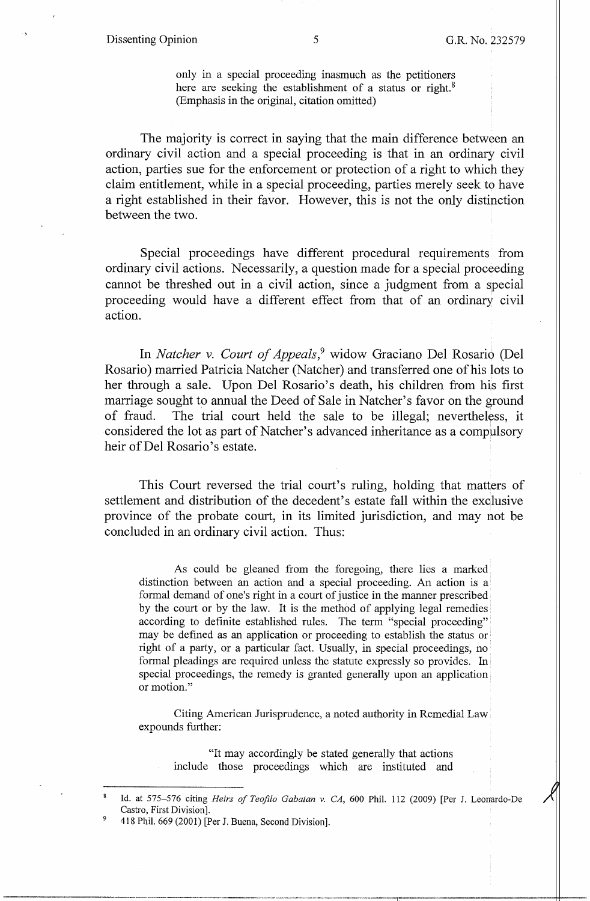> only in a special proceeding inasmuch as the petitioners here are seeking the establishment of a status or right.[8] (Emphasis in the original, citation omitted)

The majority is correct in saying that the main difference between an ordinary civil action and a special proceeding is that in an ordinary civil action, parties sue for the enforcement or protection of a right to which they claim entitlement, while in a special proceeding, parties merely seek to have a right established in their favor. However, this is not the only distinction between the two.

Special proceedings have different procedural requirements from ordinary civil actions. Necessarily, a question made for a special proceeding cannot be threshed out in a civil action, since a judgment from a special proceeding would have a different effect from that of an ordinary civil action.

In *Natcher v. Court of Appeals*,[9] widow Graciano Del Rosario (Del Rosario) married Patricia Natcher (Natcher) and transferred one of his lots to her through a sale. Upon Del Rosario's death, his children from his first marriage sought to annual the Deed of Sale in Natcher's favor on the ground of fraud. The trial court held the sale to be illegal; nevertheless, it considered the lot as part of Natcher's advanced inheritance as a compulsory heir of Del Rosario's estate.

This Court reversed the trial court's ruling, holding that matters of settlement and distribution of the decedent's estate fall within the exclusive province of the probate court, in its limited jurisdiction, and may not be concluded in an ordinary civil action. Thus:

> As could be gleaned from the foregoing, there lies a marked distinction between an action and a special proceeding. An action is a formal demand of one's right in a court of justice in the manner prescribed by the court or by the law. It is the method of applying legal remedies according to definite established rules. The term "special proceeding" may be defined as an application or proceeding to establish the status or right of a party, or a particular fact. Usually, in special proceedings, no formal pleadings are required unless the statute expressly so provides. In special proceedings, the remedy is granted generally upon an application or motion."
>
> Citing American Jurisprudence, a noted authority in Remedial Law expounds further:
>
> > "It may accordingly be stated generally that actions include those proceedings which are instituted and

---

[8] Id. at 575–576 citing *Heirs of Teofilo Gabatan v. CA*, 600 Phil. 112 (2009) [Per J. Leonardo-De Castro, First Division].

[9] 418 Phil. 669 (2001) [Per J. Buena, Second Division].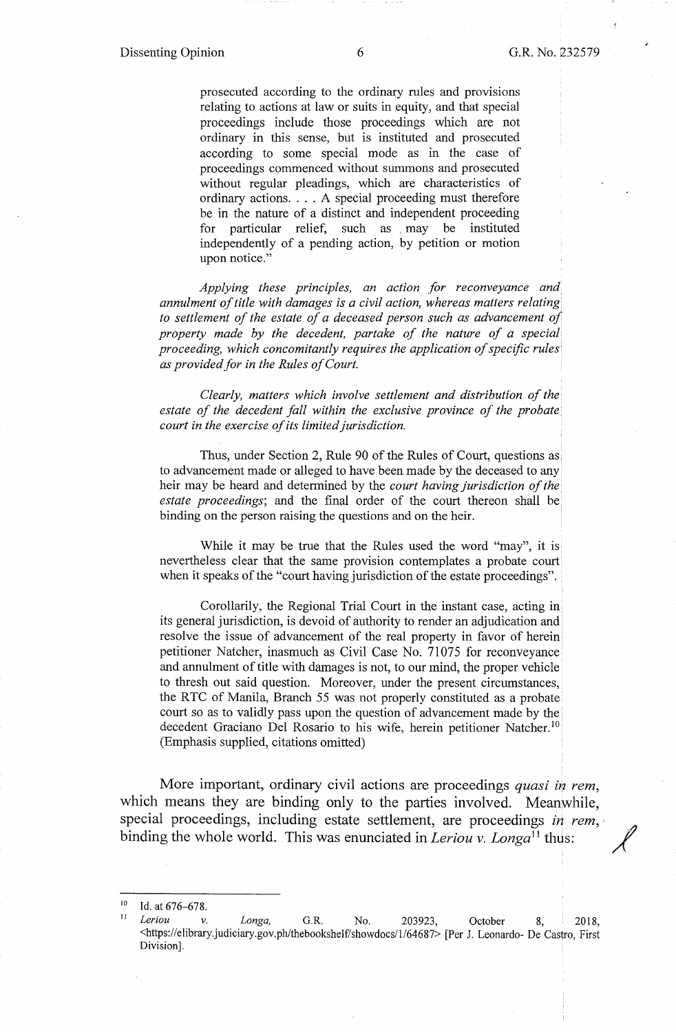prosecuted according to the ordinary rules and provisions relating to actions at law or suits in equity, and that special proceedings include those proceedings which are not ordinary in this sense, but is instituted and prosecuted according to some special mode as in the case of proceedings commenced without summons and prosecuted without regular pleadings, which are characteristics of ordinary actions. . . . A special proceeding must therefore be in the nature of a distinct and independent proceeding for particular relief, such as may be instituted independently of a pending action, by petition or motion upon notice."

*Applying these principles, an action for reconveyance and annulment of title with damages is a civil action, whereas matters relating to settlement of the estate of a deceased person such as advancement of property made by the decedent, partake of the nature of a special proceeding, which concomitantly requires the application of specific rules as provided for in the Rules of Court.*

*Clearly, matters which involve settlement and distribution of the estate of the decedent fall within the exclusive province of the probate court in the exercise of its limited jurisdiction.*

Thus, under Section 2, Rule 90 of the Rules of Court, questions as to advancement made or alleged to have been made by the deceased to any heir may be heard and determined by the *court having jurisdiction of the estate proceedings*; and the final order of the court thereon shall be binding on the person raising the questions and on the heir.

While it may be true that the Rules used the word "may", it is nevertheless clear that the same provision contemplates a probate court when it speaks of the "court having jurisdiction of the estate proceedings".

Corollarily, the Regional Trial Court in the instant case, acting in its general jurisdiction, is devoid of authority to render an adjudication and resolve the issue of advancement of the real property in favor of herein petitioner Natcher, inasmuch as Civil Case No. 71075 for reconveyance and annulment of title with damages is not, to our mind, the proper vehicle to thresh out said question. Moreover, under the present circumstances, the RTC of Manila, Branch 55 was not properly constituted as a probate court so as to validly pass upon the question of advancement made by the decedent Graciano Del Rosario to his wife, herein petitioner Natcher.[10] (Emphasis supplied, citations omitted)

More important, ordinary civil actions are proceedings *quasi in rem*, which means they are binding only to the parties involved. Meanwhile, special proceedings, including estate settlement, are proceedings *in rem*, binding the whole world. This was enunciated in *Leriou v. Longa*[11] thus:

---

[10] Id. at 676–678.

[11] *Leriou v. Longa*, G.R. No. 203923, October 8, 2018, <https://elibrary.judiciary.gov.ph/thebookshelf/showdocs/1/64687> [Per J. Leonardo- De Castro, First Division].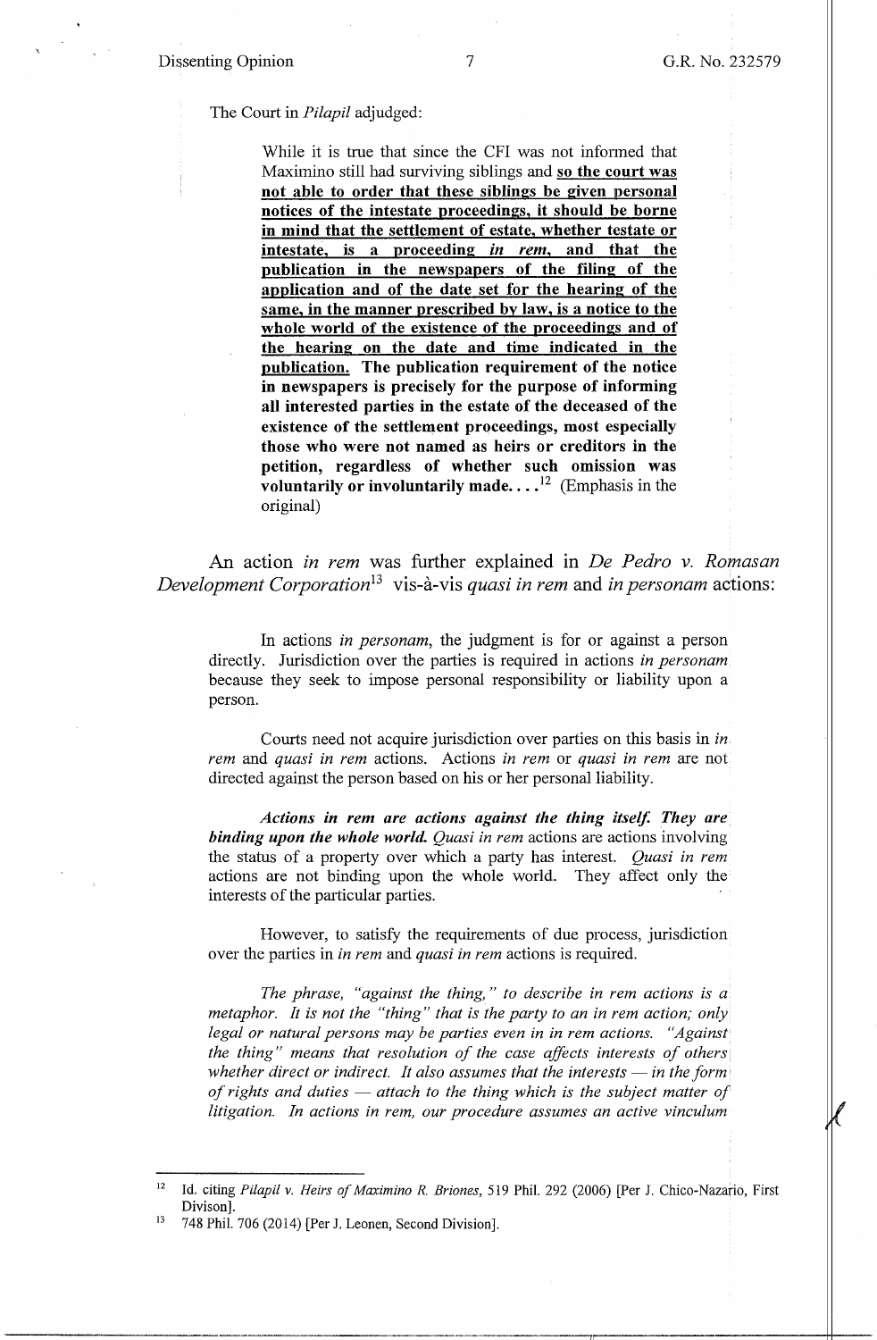The Court in *Pilapil* adjudged:

> While it is true that since the CFI was not informed that Maximino still had surviving siblings and **so the court was not able to order that these siblings be given personal notices of the intestate proceedings, it should be borne in mind that the settlement of estate, whether testate or intestate, is a proceeding *in rem*, and that the publication in the newspapers of the filing of the application and of the date set for the hearing of the same, in the manner prescribed by law, is a notice to the whole world of the existence of the proceedings and of the hearing on the date and time indicated in the publication. The publication requirement of the notice in newspapers is precisely for the purpose of informing all interested parties in the estate of the deceased of the existence of the settlement proceedings, most especially those who were not named as heirs or creditors in the petition, regardless of whether such omission was voluntarily or involuntarily made. . . .**[12] (Emphasis in the original)

An action *in rem* was further explained in *De Pedro v. Romasan Development Corporation*[13] vis-à-vis *quasi in rem* and *in personam* actions:

> In actions *in personam*, the judgment is for or against a person directly. Jurisdiction over the parties is required in actions *in personam* because they seek to impose personal responsibility or liability upon a person.
>
> Courts need not acquire jurisdiction over parties on this basis in *in rem* and *quasi in rem* actions. Actions *in rem* or *quasi in rem* are not directed against the person based on his or her personal liability.
>
> ***Actions in rem are actions against the thing itself. They are binding upon the whole world.*** *Quasi in rem* actions are actions involving the status of a property over which a party has interest. *Quasi in rem* actions are not binding upon the whole world. They affect only the interests of the particular parties.
>
> However, to satisfy the requirements of due process, jurisdiction over the parties in *in rem* and *quasi in rem* actions is required.
>
> *The phrase, "against the thing," to describe in rem actions is a metaphor. It is not the "thing" that is the party to an in rem action; only legal or natural persons may be parties even in in rem actions. "Against the thing" means that resolution of the case affects interests of others whether direct or indirect. It also assumes that the interests — in the form of rights and duties — attach to the thing which is the subject matter of litigation. In actions in rem, our procedure assumes an active vinculum*

---

[12] Id. citing *Pilapil v. Heirs of Maximino R. Briones*, 519 Phil. 292 (2006) [Per J. Chico-Nazario, First Divison].

[13] 748 Phil. 706 (2014) [Per J. Leonen, Second Division].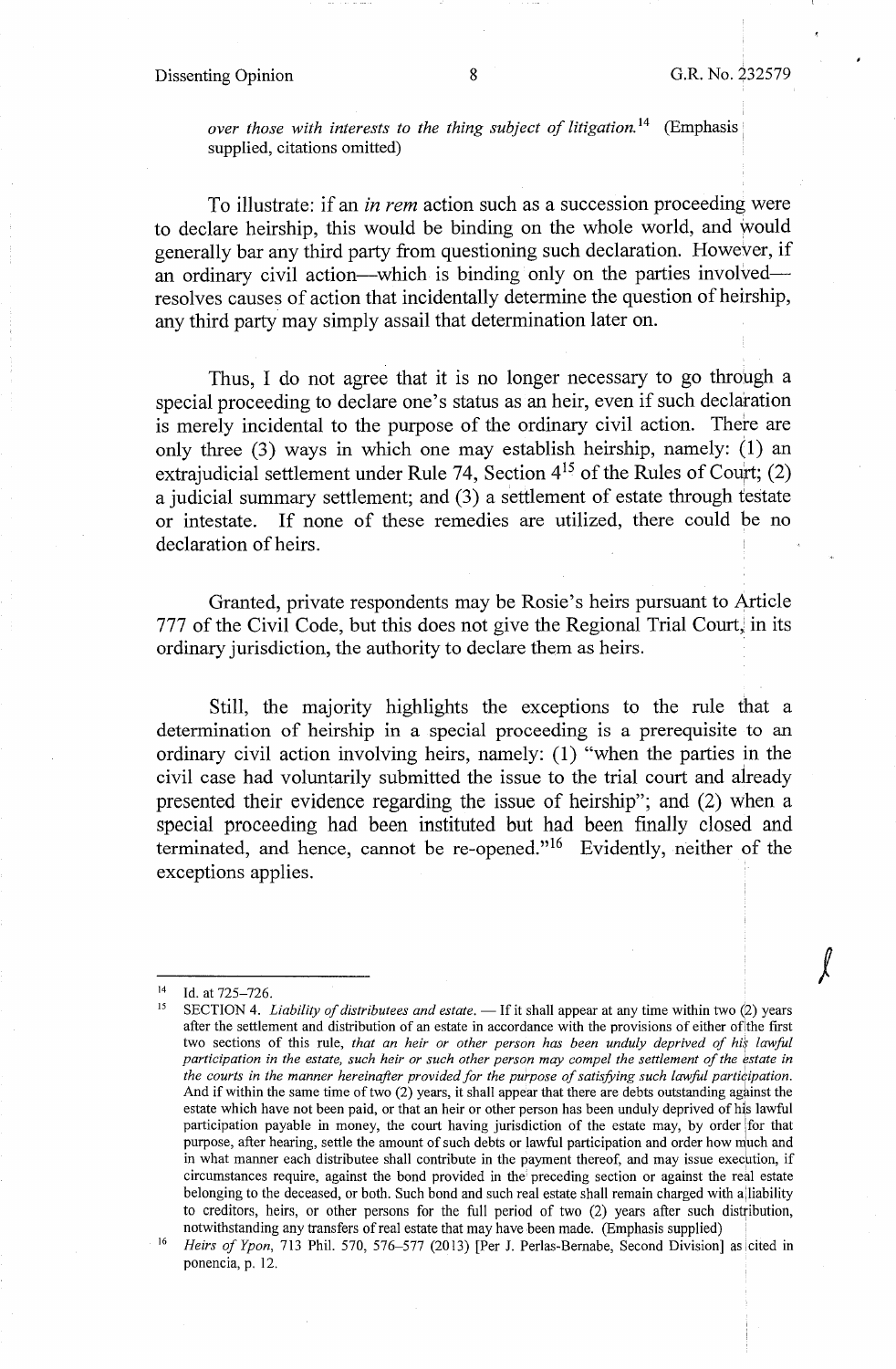> *over those with interests to the thing subject of litigation.*[14] (Emphasis supplied, citations omitted)

To illustrate: if an *in rem* action such as a succession proceeding were to declare heirship, this would be binding on the whole world, and would generally bar any third party from questioning such declaration. However, if an ordinary civil action—which is binding only on the parties involved—resolves causes of action that incidentally determine the question of heirship, any third party may simply assail that determination later on.

Thus, I do not agree that it is no longer necessary to go through a special proceeding to declare one's status as an heir, even if such declaration is merely incidental to the purpose of the ordinary civil action. There are only three (3) ways in which one may establish heirship, namely: (1) an extrajudicial settlement under Rule 74, Section 4[15] of the Rules of Court; (2) a judicial summary settlement; and (3) a settlement of estate through testate or intestate. If none of these remedies are utilized, there could be no declaration of heirs.

Granted, private respondents may be Rosie's heirs pursuant to Article 777 of the Civil Code, but this does not give the Regional Trial Court, in its ordinary jurisdiction, the authority to declare them as heirs.

Still, the majority highlights the exceptions to the rule that a determination of heirship in a special proceeding is a prerequisite to an ordinary civil action involving heirs, namely: (1) "when the parties in the civil case had voluntarily submitted the issue to the trial court and already presented their evidence regarding the issue of heirship"; and (2) when a special proceeding had been instituted but had been finally closed and terminated, and hence, cannot be re-opened."[16] Evidently, neither of the exceptions applies.

---

[14] Id. at 725–726.

[15] SECTION 4. *Liability of distributees and estate.* — If it shall appear at any time within two (2) years after the settlement and distribution of an estate in accordance with the provisions of either of the first two sections of this rule, *that an heir or other person has been unduly deprived of his lawful participation in the estate, such heir or such other person may compel the settlement of the estate in the courts in the manner hereinafter provided for the purpose of satisfying such lawful participation.* And if within the same time of two (2) years, it shall appear that there are debts outstanding against the estate which have not been paid, or that an heir or other person has been unduly deprived of his lawful participation payable in money, the court having jurisdiction of the estate may, by order for that purpose, after hearing, settle the amount of such debts or lawful participation and order how much and in what manner each distributee shall contribute in the payment thereof, and may issue execution, if circumstances require, against the bond provided in the preceding section or against the real estate belonging to the deceased, or both. Such bond and such real estate shall remain charged with a liability to creditors, heirs, or other persons for the full period of two (2) years after such distribution, notwithstanding any transfers of real estate that may have been made. (Emphasis supplied)

[16] *Heirs of Ypon*, 713 Phil. 570, 576–577 (2013) [Per J. Perlas-Bernabe, Second Division] as cited in ponencia, p. 12.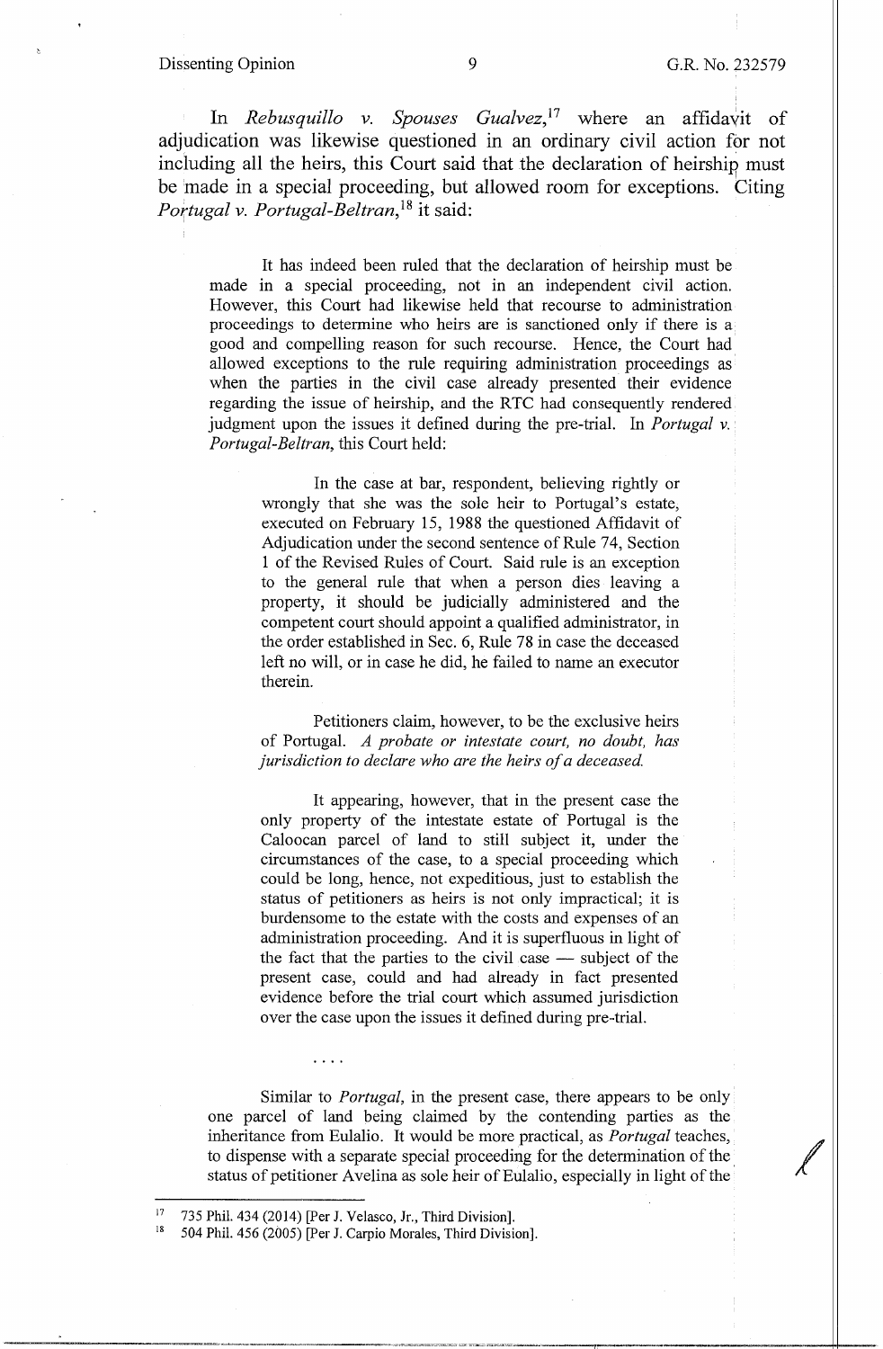In *Rebusquillo v. Spouses Gualvez*,[17] where an affidavit of adjudication was likewise questioned in an ordinary civil action for not including all the heirs, this Court said that the declaration of heirship must be made in a special proceeding, but allowed room for exceptions. Citing *Portugal v. Portugal-Beltran*,[18] it said:

> It has indeed been ruled that the declaration of heirship must be made in a special proceeding, not in an independent civil action. However, this Court had likewise held that recourse to administration proceedings to determine who heirs are is sanctioned only if there is a good and compelling reason for such recourse. Hence, the Court had allowed exceptions to the rule requiring administration proceedings as when the parties in the civil case already presented their evidence regarding the issue of heirship, and the RTC had consequently rendered judgment upon the issues it defined during the pre-trial. In *Portugal v. Portugal-Beltran*, this Court held:
>
>> In the case at bar, respondent, believing rightly or wrongly that she was the sole heir to Portugal's estate, executed on February 15, 1988 the questioned Affidavit of Adjudication under the second sentence of Rule 74, Section 1 of the Revised Rules of Court. Said rule is an exception to the general rule that when a person dies leaving a property, it should be judicially administered and the competent court should appoint a qualified administrator, in the order established in Sec. 6, Rule 78 in case the deceased left no will, or in case he did, he failed to name an executor therein.
>>
>> Petitioners claim, however, to be the exclusive heirs of Portugal. *A probate or intestate court, no doubt, has jurisdiction to declare who are the heirs of a deceased.*
>>
>> It appearing, however, that in the present case the only property of the intestate estate of Portugal is the Caloocan parcel of land to still subject it, under the circumstances of the case, to a special proceeding which could be long, hence, not expeditious, just to establish the status of petitioners as heirs is not only impractical; it is burdensome to the estate with the costs and expenses of an administration proceeding. And it is superfluous in light of the fact that the parties to the civil case — subject of the present case, could and had already in fact presented evidence before the trial court which assumed jurisdiction over the case upon the issues it defined during pre-trial.
>
> . . . .
>
> Similar to *Portugal*, in the present case, there appears to be only one parcel of land being claimed by the contending parties as the inheritance from Eulalio. It would be more practical, as *Portugal* teaches, to dispense with a separate special proceeding for the determination of the status of petitioner Avelina as sole heir of Eulalio, especially in light of the

---

[17] 735 Phil. 434 (2014) [Per J. Velasco, Jr., Third Division].

[18] 504 Phil. 456 (2005) [Per J. Carpio Morales, Third Division].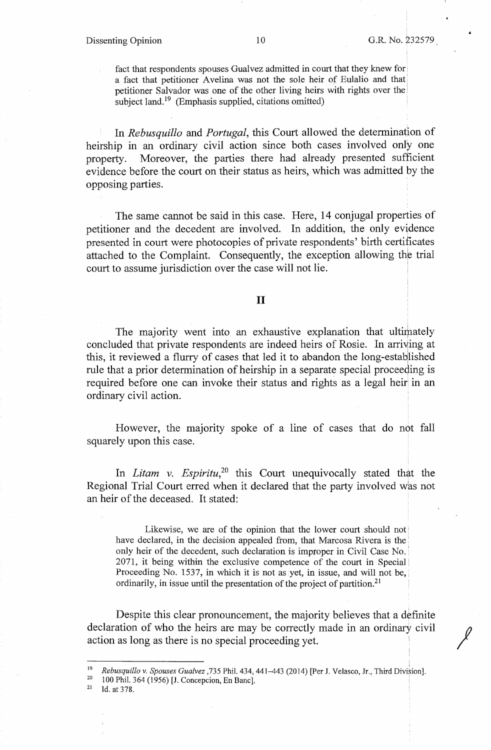> fact that respondents spouses Gualvez admitted in court that they knew for a fact that petitioner Avelina was not the sole heir of Eulalio and that petitioner Salvador was one of the other living heirs with rights over the subject land.[19] (Emphasis supplied, citations omitted)

In *Rebusquillo* and *Portugal*, this Court allowed the determination of heirship in an ordinary civil action since both cases involved only one property. Moreover, the parties there had already presented sufficient evidence before the court on their status as heirs, which was admitted by the opposing parties.

The same cannot be said in this case. Here, 14 conjugal properties of petitioner and the decedent are involved. In addition, the only evidence presented in court were photocopies of private respondents' birth certificates attached to the Complaint. Consequently, the exception allowing the trial court to assume jurisdiction over the case will not lie.

## II

The majority went into an exhaustive explanation that ultimately concluded that private respondents are indeed heirs of Rosie. In arriving at this, it reviewed a flurry of cases that led it to abandon the long-established rule that a prior determination of heirship in a separate special proceeding is required before one can invoke their status and rights as a legal heir in an ordinary civil action.

However, the majority spoke of a line of cases that do not fall squarely upon this case.

In *Litam v. Espiritu*,[20] this Court unequivocally stated that the Regional Trial Court erred when it declared that the party involved was not an heir of the deceased. It stated:

> Likewise, we are of the opinion that the lower court should not have declared, in the decision appealed from, that Marcosa Rivera is the only heir of the decedent, such declaration is improper in Civil Case No. 2071, it being within the exclusive competence of the court in Special Proceeding No. 1537, in which it is not as yet, in issue, and will not be, ordinarily, in issue until the presentation of the project of partition.[21]

Despite this clear pronouncement, the majority believes that a definite declaration of who the heirs are may be correctly made in an ordinary civil action as long as there is no special proceeding yet.

---

[19] *Rebusquillo v. Spouses Gualvez* ,735 Phil. 434, 441–443 (2014) [Per J. Velasco, Jr., Third Division].

[20] 100 Phil. 364 (1956) [J. Concepcion, En Banc].

[21] Id. at 378.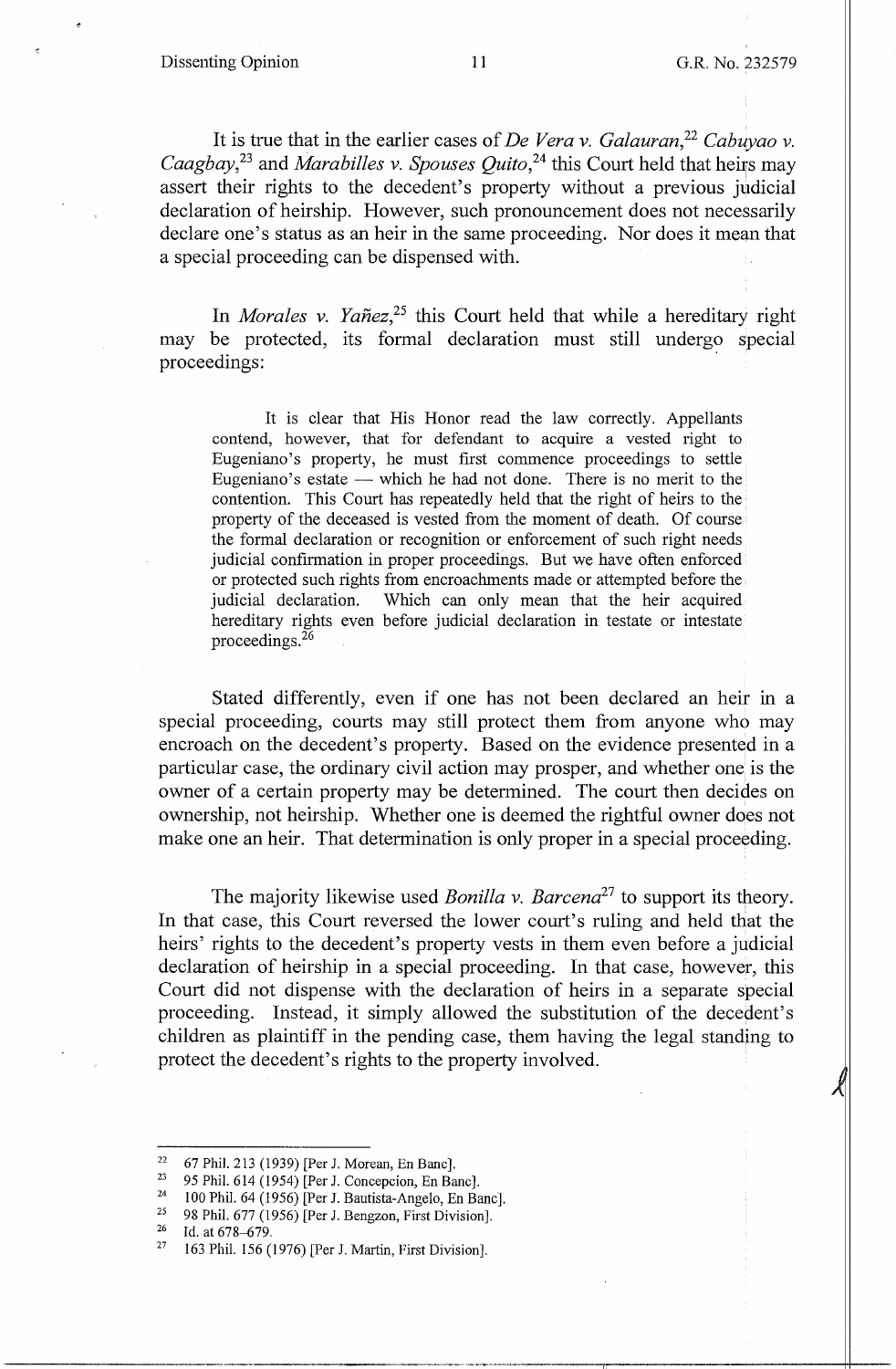It is true that in the earlier cases of *De Vera v. Galauran*,[22] *Cabuyao v. Caagbay*,[23] and *Marabilles v. Spouses Quito*,[24] this Court held that heirs may assert their rights to the decedent's property without a previous judicial declaration of heirship. However, such pronouncement does not necessarily declare one's status as an heir in the same proceeding. Nor does it mean that a special proceeding can be dispensed with.

In *Morales v. Yañez*,[25] this Court held that while a hereditary right may be protected, its formal declaration must still undergo special proceedings:

> It is clear that His Honor read the law correctly. Appellants contend, however, that for defendant to acquire a vested right to Eugeniano's property, he must first commence proceedings to settle Eugeniano's estate — which he had not done. There is no merit to the contention. This Court has repeatedly held that the right of heirs to the property of the deceased is vested from the moment of death. Of course the formal declaration or recognition or enforcement of such right needs judicial confirmation in proper proceedings. But we have often enforced or protected such rights from encroachments made or attempted before the judicial declaration. Which can only mean that the heir acquired hereditary rights even before judicial declaration in testate or intestate proceedings.[26]

Stated differently, even if one has not been declared an heir in a special proceeding, courts may still protect them from anyone who may encroach on the decedent's property. Based on the evidence presented in a particular case, the ordinary civil action may prosper, and whether one is the owner of a certain property may be determined. The court then decides on ownership, not heirship. Whether one is deemed the rightful owner does not make one an heir. That determination is only proper in a special proceeding.

The majority likewise used *Bonilla v. Barcena*[27] to support its theory. In that case, this Court reversed the lower court's ruling and held that the heirs' rights to the decedent's property vests in them even before a judicial declaration of heirship in a special proceeding. In that case, however, this Court did not dispense with the declaration of heirs in a separate special proceeding. Instead, it simply allowed the substitution of the decedent's children as plaintiff in the pending case, them having the legal standing to protect the decedent's rights to the property involved.

---

[22] 67 Phil. 213 (1939) [Per J. Morean, En Banc].

[23] 95 Phil. 614 (1954) [Per J. Concepcion, En Banc].

[24] 100 Phil. 64 (1956) [Per J. Bautista-Angelo, En Banc].

[25] 98 Phil. 677 (1956) [Per J. Bengzon, First Division].

[26] Id. at 678–679.

[27] 163 Phil. 156 (1976) [Per J. Martin, First Division].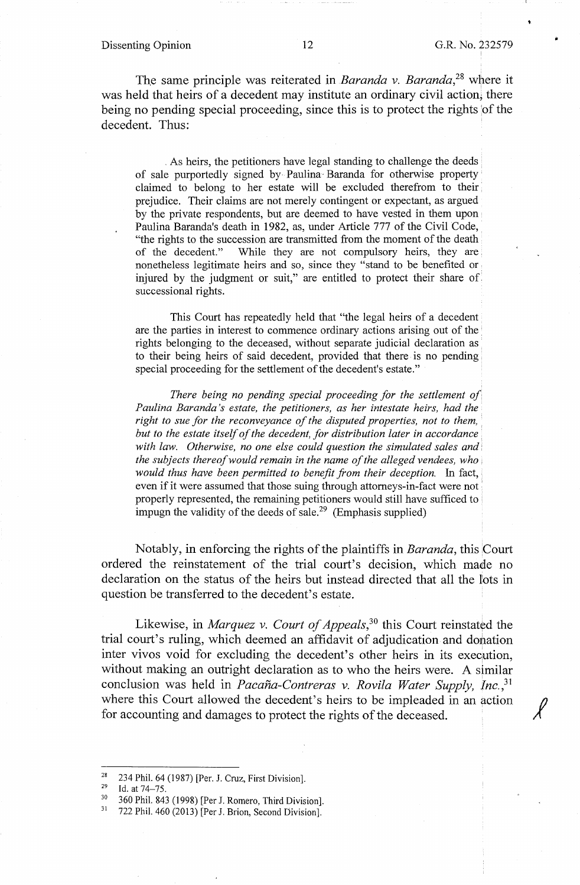The same principle was reiterated in *Baranda v. Baranda*,[28] where it was held that heirs of a decedent may institute an ordinary civil action, there being no pending special proceeding, since this is to protect the rights of the decedent. Thus:

> As heirs, the petitioners have legal standing to challenge the deeds of sale purportedly signed by Paulina Baranda for otherwise property claimed to belong to her estate will be excluded therefrom to their prejudice. Their claims are not merely contingent or expectant, as argued by the private respondents, but are deemed to have vested in them upon Paulina Baranda's death in 1982, as, under Article 777 of the Civil Code, "the rights to the succession are transmitted from the moment of the death of the decedent." While they are not compulsory heirs, they are nonetheless legitimate heirs and so, since they "stand to be benefited or injured by the judgment or suit," are entitled to protect their share of successional rights.
>
> This Court has repeatedly held that "the legal heirs of a decedent are the parties in interest to commence ordinary actions arising out of the rights belonging to the deceased, without separate judicial declaration as to their being heirs of said decedent, provided that there is no pending special proceeding for the settlement of the decedent's estate."
>
> *There being no pending special proceeding for the settlement of Paulina Baranda's estate, the petitioners, as her intestate heirs, had the right to sue for the reconveyance of the disputed properties, not to them, but to the estate itself of the decedent, for distribution later in accordance with law. Otherwise, no one else could question the simulated sales and the subjects thereof would remain in the name of the alleged vendees, who would thus have been permitted to benefit from their deception.* In fact, even if it were assumed that those suing through attorneys-in-fact were not properly represented, the remaining petitioners would still have sufficed to impugn the validity of the deeds of sale.[29] (Emphasis supplied)

Notably, in enforcing the rights of the plaintiffs in *Baranda*, this Court ordered the reinstatement of the trial court's decision, which made no declaration on the status of the heirs but instead directed that all the lots in question be transferred to the decedent's estate.

Likewise, in *Marquez v. Court of Appeals*,[30] this Court reinstated the trial court's ruling, which deemed an affidavit of adjudication and donation inter vivos void for excluding the decedent's other heirs in its execution, without making an outright declaration as to who the heirs were. A similar conclusion was held in *Pacaña-Contreras v. Rovila Water Supply, Inc.*,[31] where this Court allowed the decedent's heirs to be impleaded in an action for accounting and damages to protect the rights of the deceased.

---

[28] 234 Phil. 64 (1987) [Per. J. Cruz, First Division].

[29] Id. at 74–75.

[30] 360 Phil. 843 (1998) [Per J. Romero, Third Division].

[31] 722 Phil. 460 (2013) [Per J. Brion, Second Division].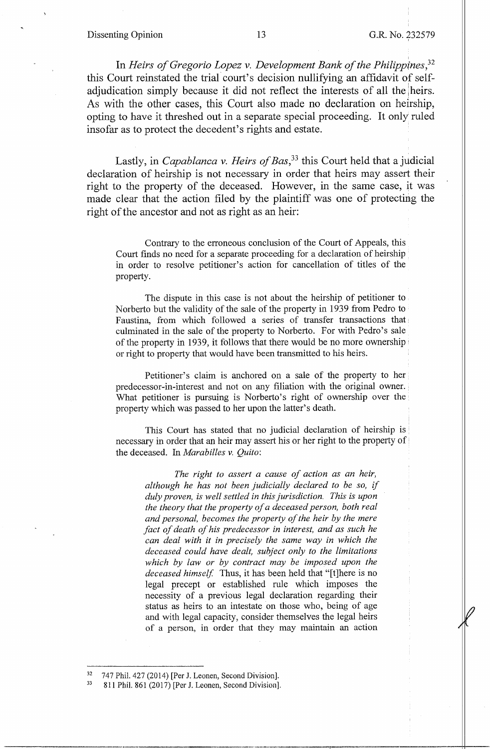In *Heirs of Gregorio Lopez v. Development Bank of the Philippines*,[32] this Court reinstated the trial court's decision nullifying an affidavit of self-adjudication simply because it did not reflect the interests of all the heirs. As with the other cases, this Court also made no declaration on heirship, opting to have it threshed out in a separate special proceeding. It only ruled insofar as to protect the decedent's rights and estate.

Lastly, in *Capablanca v. Heirs of Bas*,[33] this Court held that a judicial declaration of heirship is not necessary in order that heirs may assert their right to the property of the deceased. However, in the same case, it was made clear that the action filed by the plaintiff was one of protecting the right of the ancestor and not as right as an heir:

> Contrary to the erroneous conclusion of the Court of Appeals, this Court finds no need for a separate proceeding for a declaration of heirship in order to resolve petitioner's action for cancellation of titles of the property.
>
> The dispute in this case is not about the heirship of petitioner to Norberto but the validity of the sale of the property in 1939 from Pedro to Faustina, from which followed a series of transfer transactions that culminated in the sale of the property to Norberto. For with Pedro's sale of the property in 1939, it follows that there would be no more ownership or right to property that would have been transmitted to his heirs.
>
> Petitioner's claim is anchored on a sale of the property to her predecessor-in-interest and not on any filiation with the original owner. What petitioner is pursuing is Norberto's right of ownership over the property which was passed to her upon the latter's death.
>
> This Court has stated that no judicial declaration of heirship is necessary in order that an heir may assert his or her right to the property of the deceased. In *Marabilles v. Quito*:
>
> > *The right to assert a cause of action as an heir, although he has not been judicially declared to be so, if duly proven, is well settled in this jurisdiction. This is upon the theory that the property of a deceased person, both real and personal, becomes the property of the heir by the mere fact of death of his predecessor in interest, and as such he can deal with it in precisely the same way in which the deceased could have dealt, subject only to the limitations which by law or by contract may be imposed upon the deceased himself.* Thus, it has been held that "[t]here is no legal precept or established rule which imposes the necessity of a previous legal declaration regarding their status as heirs to an intestate on those who, being of age and with legal capacity, consider themselves the legal heirs of a person, in order that they may maintain an action

---

[32] 747 Phil. 427 (2014) [Per J. Leonen, Second Division].

[33] 811 Phil. 861 (2017) [Per J. Leonen, Second Division].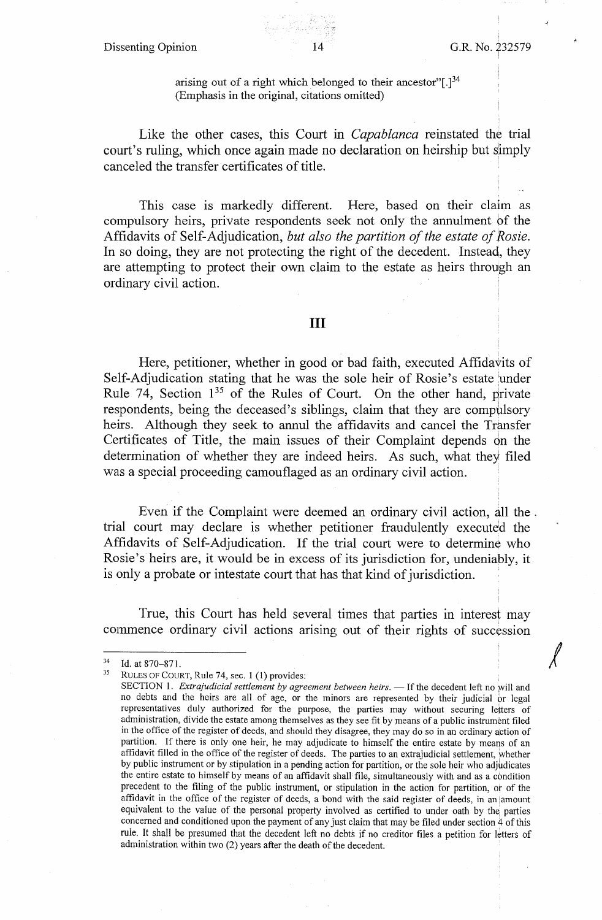> arising out of a right which belonged to their ancestor"[.][34] (Emphasis in the original, citations omitted)

Like the other cases, this Court in *Capablanca* reinstated the trial court's ruling, which once again made no declaration on heirship but simply canceled the transfer certificates of title.

This case is markedly different. Here, based on their claim as compulsory heirs, private respondents seek not only the annulment of the Affidavits of Self-Adjudication, *but also the partition of the estate of Rosie.* In so doing, they are not protecting the right of the decedent. Instead, they are attempting to protect their own claim to the estate as heirs through an ordinary civil action.

## III

Here, petitioner, whether in good or bad faith, executed Affidavits of Self-Adjudication stating that he was the sole heir of Rosie's estate under Rule 74, Section 1[35] of the Rules of Court. On the other hand, private respondents, being the deceased's siblings, claim that they are compulsory heirs. Although they seek to annul the affidavits and cancel the Transfer Certificates of Title, the main issues of their Complaint depends on the determination of whether they are indeed heirs. As such, what they filed was a special proceeding camouflaged as an ordinary civil action.

Even if the Complaint were deemed an ordinary civil action, all the trial court may declare is whether petitioner fraudulently executed the Affidavits of Self-Adjudication. If the trial court were to determine who Rosie's heirs are, it would be in excess of its jurisdiction for, undeniably, it is only a probate or intestate court that has that kind of jurisdiction.

True, this Court has held several times that parties in interest may commence ordinary civil actions arising out of their rights of succession

---

[34] Id. at 870–871.

[35] RULES OF COURT, Rule 74, sec. 1 (1) provides:
SECTION 1. *Extrajudicial settlement by agreement between heirs.* — If the decedent left no will and no debts and the heirs are all of age, or the minors are represented by their judicial or legal representatives duly authorized for the purpose, the parties may without securing letters of administration, divide the estate among themselves as they see fit by means of a public instrument filed in the office of the register of deeds, and should they disagree, they may do so in an ordinary action of partition. If there is only one heir, he may adjudicate to himself the entire estate by means of an affidavit filled in the office of the register of deeds. The parties to an extrajudicial settlement, whether by public instrument or by stipulation in a pending action for partition, or the sole heir who adjudicates the entire estate to himself by means of an affidavit shall file, simultaneously with and as a condition precedent to the filing of the public instrument, or stipulation in the action for partition, or of the affidavit in the office of the register of deeds, a bond with the said register of deeds, in an amount equivalent to the value of the personal property involved as certified to under oath by the parties concerned and conditioned upon the payment of any just claim that may be filed under section 4 of this rule. It shall be presumed that the decedent left no debts if no creditor files a petition for letters of administration within two (2) years after the death of the decedent.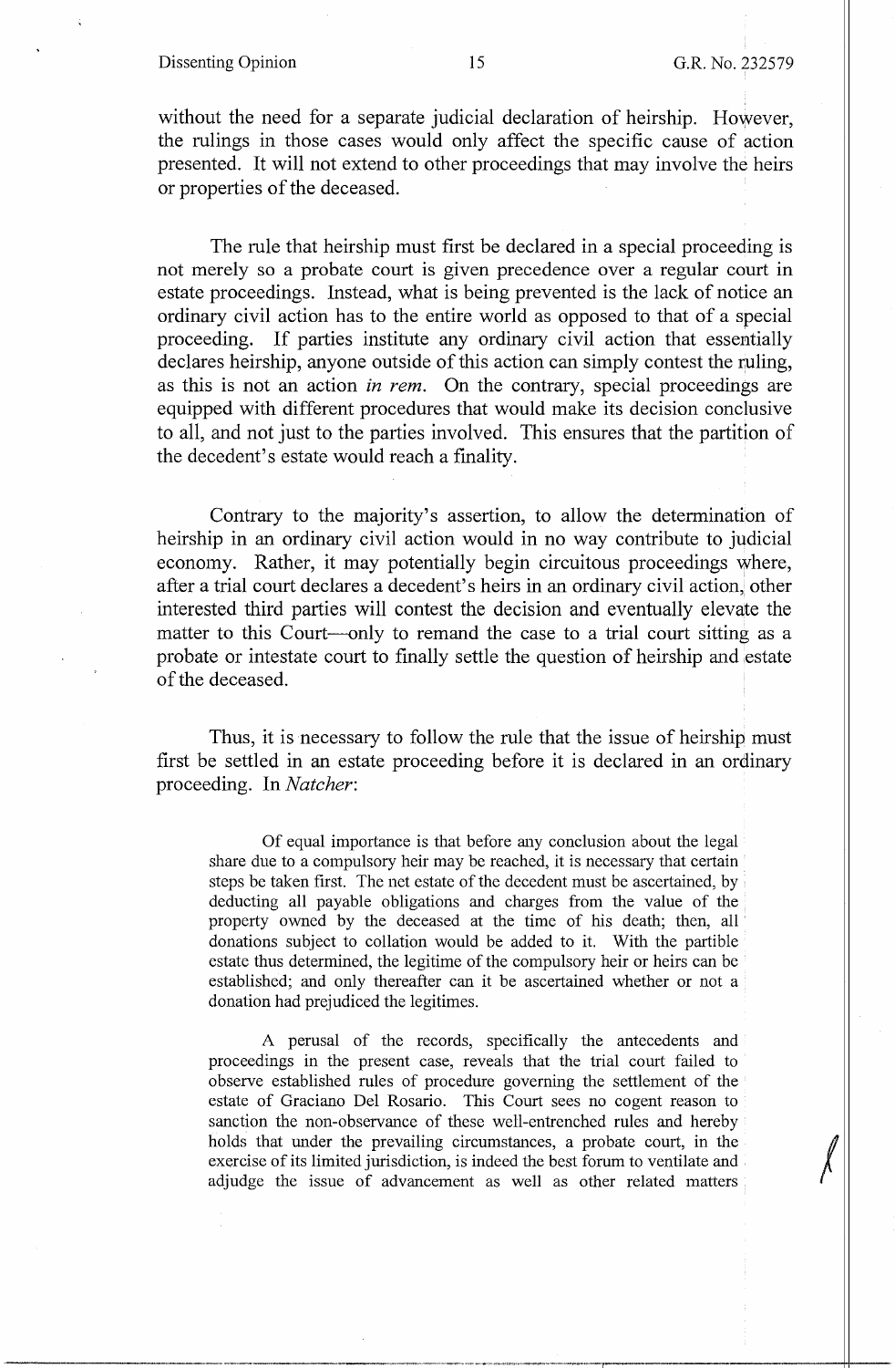without the need for a separate judicial declaration of heirship. However, the rulings in those cases would only affect the specific cause of action presented. It will not extend to other proceedings that may involve the heirs or properties of the deceased.

The rule that heirship must first be declared in a special proceeding is not merely so a probate court is given precedence over a regular court in estate proceedings. Instead, what is being prevented is the lack of notice an ordinary civil action has to the entire world as opposed to that of a special proceeding. If parties institute any ordinary civil action that essentially declares heirship, anyone outside of this action can simply contest the ruling, as this is not an action *in rem*. On the contrary, special proceedings are equipped with different procedures that would make its decision conclusive to all, and not just to the parties involved. This ensures that the partition of the decedent's estate would reach a finality.

Contrary to the majority's assertion, to allow the determination of heirship in an ordinary civil action would in no way contribute to judicial economy. Rather, it may potentially begin circuitous proceedings where, after a trial court declares a decedent's heirs in an ordinary civil action, other interested third parties will contest the decision and eventually elevate the matter to this Court—only to remand the case to a trial court sitting as a probate or intestate court to finally settle the question of heirship and estate of the deceased.

Thus, it is necessary to follow the rule that the issue of heirship must first be settled in an estate proceeding before it is declared in an ordinary proceeding. In *Natcher*:

> Of equal importance is that before any conclusion about the legal share due to a compulsory heir may be reached, it is necessary that certain steps be taken first. The net estate of the decedent must be ascertained, by deducting all payable obligations and charges from the value of the property owned by the deceased at the time of his death; then, all donations subject to collation would be added to it. With the partible estate thus determined, the legitime of the compulsory heir or heirs can be established; and only thereafter can it be ascertained whether or not a donation had prejudiced the legitimes.
>
> A perusal of the records, specifically the antecedents and proceedings in the present case, reveals that the trial court failed to observe established rules of procedure governing the settlement of the estate of Graciano Del Rosario. This Court sees no cogent reason to sanction the non-observance of these well-entrenched rules and hereby holds that under the prevailing circumstances, a probate court, in the exercise of its limited jurisdiction, is indeed the best forum to ventilate and adjudge the issue of advancement as well as other related matters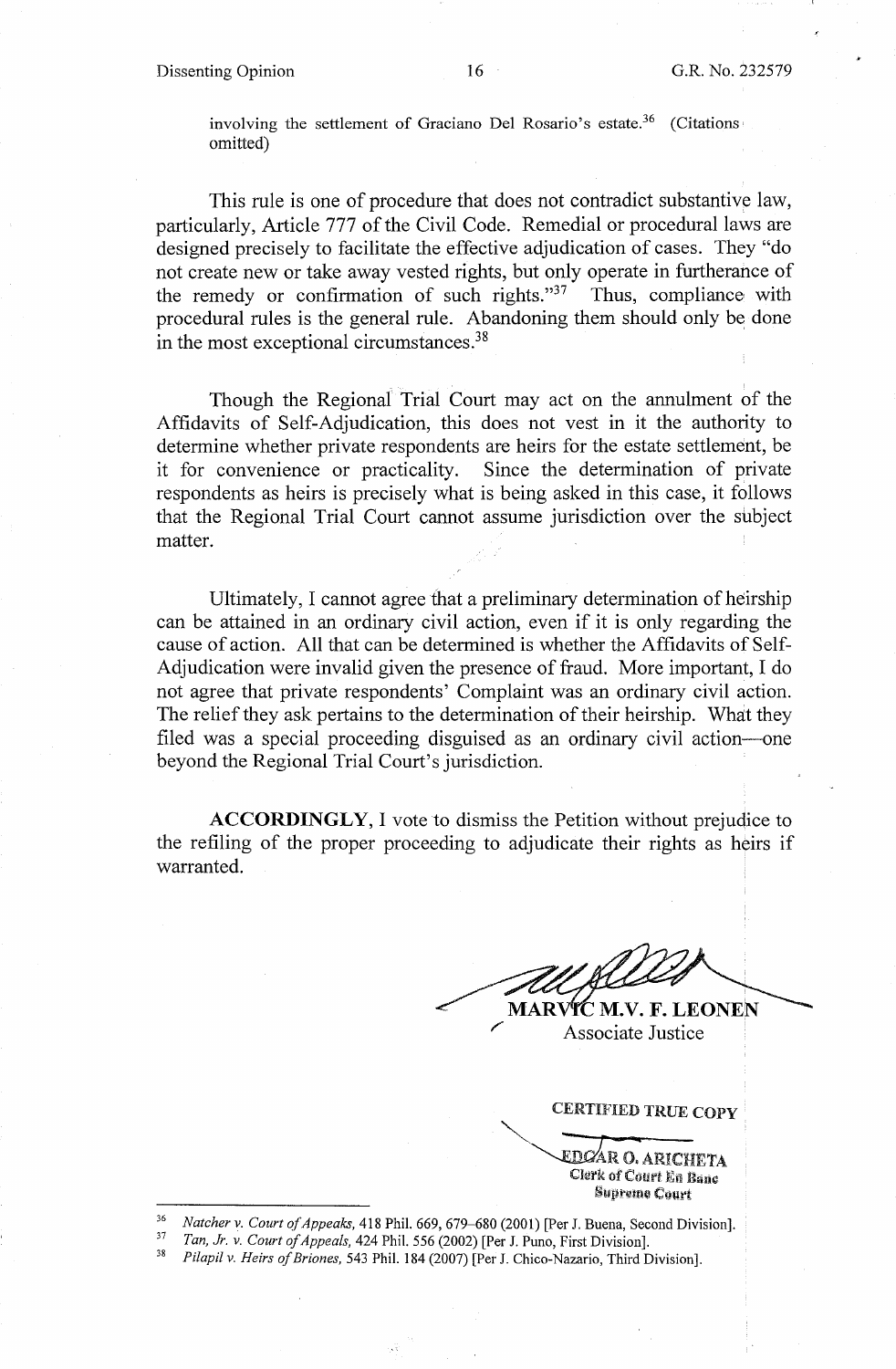involving the settlement of Graciano Del Rosario's estate.[36] (Citations omitted)

This rule is one of procedure that does not contradict substantive law, particularly, Article 777 of the Civil Code. Remedial or procedural laws are designed precisely to facilitate the effective adjudication of cases. They "do not create new or take away vested rights, but only operate in furtherance of the remedy or confirmation of such rights."[37] Thus, compliance with procedural rules is the general rule. Abandoning them should only be done in the most exceptional circumstances.[38]

Though the Regional Trial Court may act on the annulment of the Affidavits of Self-Adjudication, this does not vest in it the authority to determine whether private respondents are heirs for the estate settlement, be it for convenience or practicality. Since the determination of private respondents as heirs is precisely what is being asked in this case, it follows that the Regional Trial Court cannot assume jurisdiction over the subject matter.

Ultimately, I cannot agree that a preliminary determination of heirship can be attained in an ordinary civil action, even if it is only regarding the cause of action. All that can be determined is whether the Affidavits of Self-Adjudication were invalid given the presence of fraud. More important, I do not agree that private respondents' Complaint was an ordinary civil action. The relief they ask pertains to the determination of their heirship. What they filed was a special proceeding disguised as an ordinary civil action—one beyond the Regional Trial Court's jurisdiction.

**ACCORDINGLY**, I vote to dismiss the Petition without prejudice to the refiling of the proper proceeding to adjudicate their rights as heirs if warranted.

**MARVIC M.V. F. LEONEN**
Associate Justice

CERTIFIED TRUE COPY

EDGAR O. ARICHETA
Clerk of Court En Banc
Supreme Court

---

[36] *Natcher v. Court of Appeals*, 418 Phil. 669, 679–680 (2001) [Per J. Buena, Second Division].

[37] *Tan, Jr. v. Court of Appeals*, 424 Phil. 556 (2002) [Per J. Puno, First Division].

[38] *Pilapil v. Heirs of Briones*, 543 Phil. 184 (2007) [Per J. Chico-Nazario, Third Division].